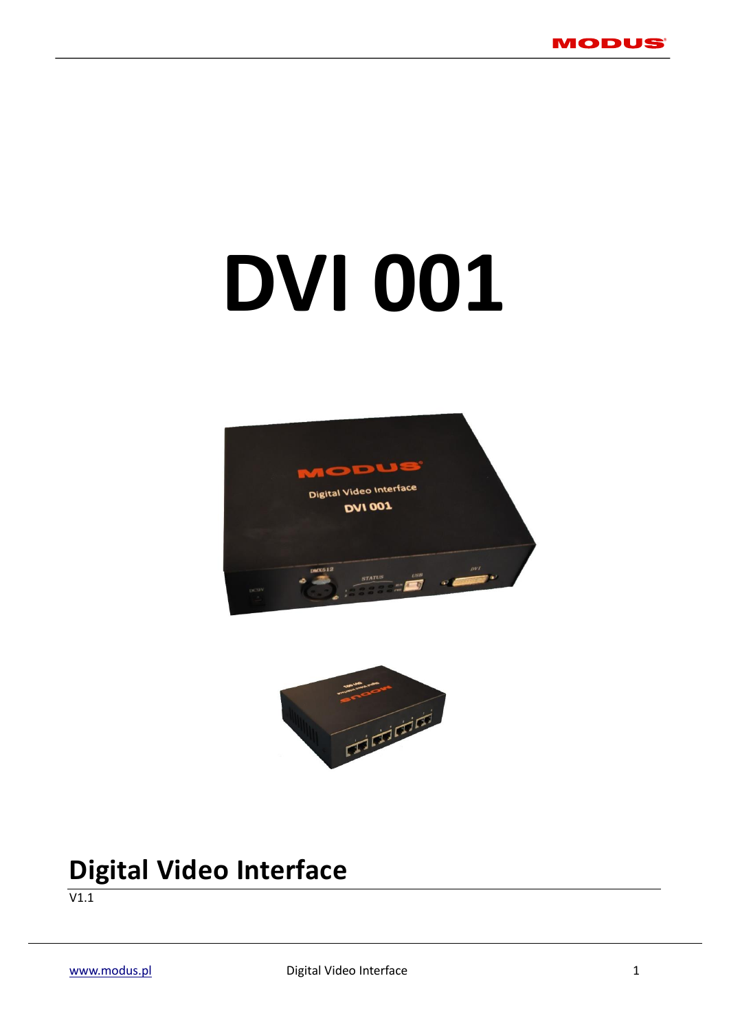# DVI 001

## Digital Video Interface

V1.1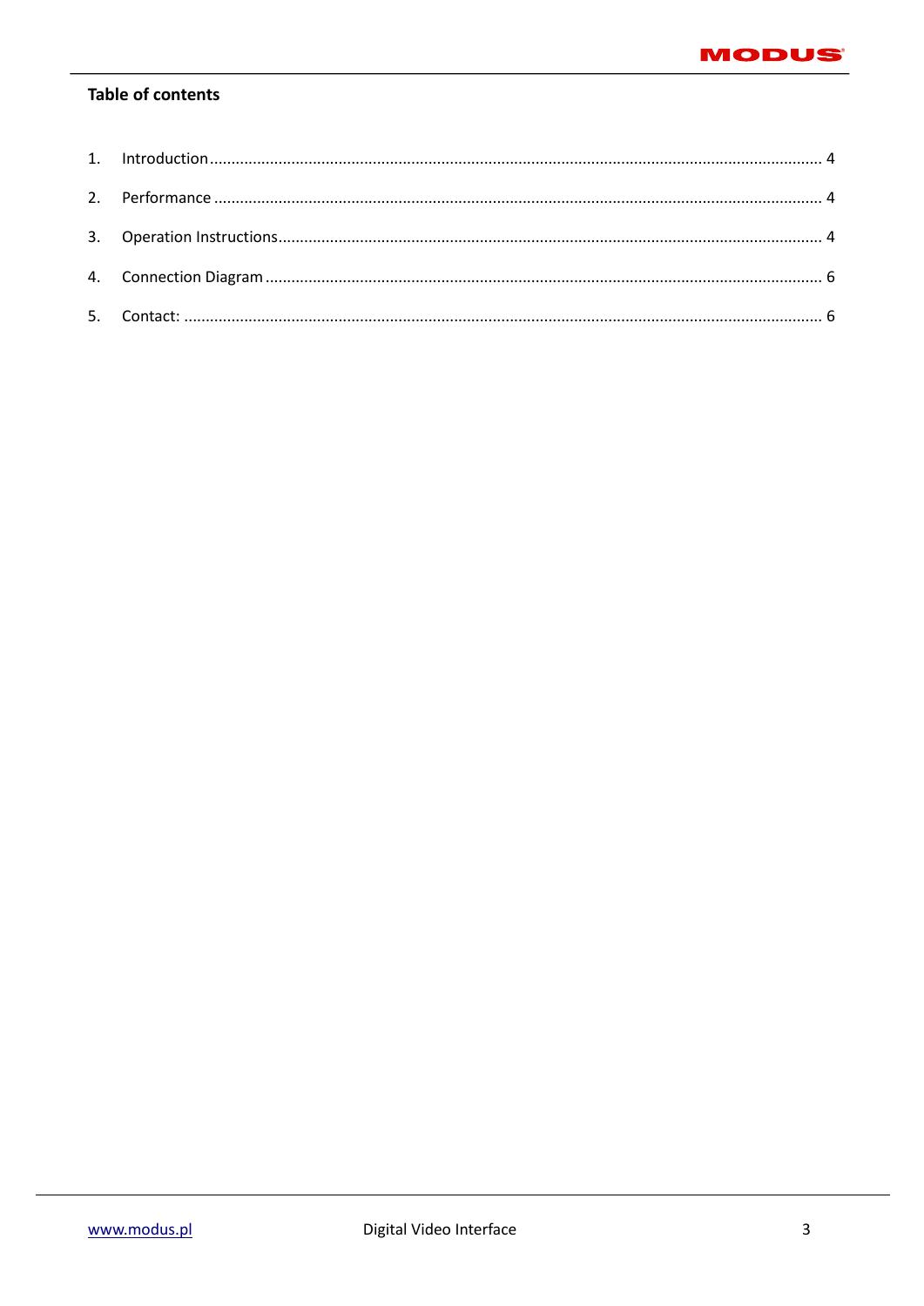**Table of contents**

1. Introduction ........................................................................ 4
2. Performance ........................................................................ 4
3. Operation Instructions ........................................................................ 4
4. Connection Diagram ........................................................................ 6
5. Contact: ........................................................................ 6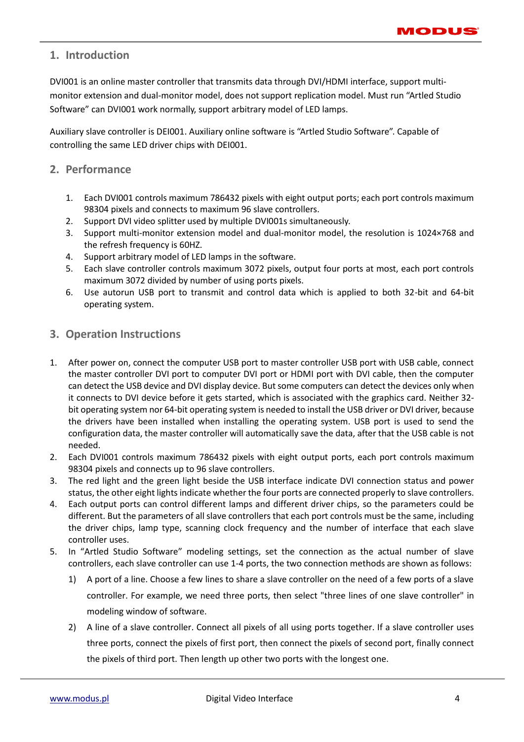## 1. Introduction

DVI001 is an online master controller that transmits data through DVI/HDMI interface, support multi-monitor extension and dual-monitor model, does not support replication model. Must run "Artled Studio Software" can DVI001 work normally, support arbitrary model of LED lamps.

Auxiliary slave controller is DEI001. Auxiliary online software is "Artled Studio Software". Capable of controlling the same LED driver chips with DEI001.

## 2. Performance

1. Each DVI001 controls maximum 786432 pixels with eight output ports; each port controls maximum 98304 pixels and connects to maximum 96 slave controllers.
2. Support DVI video splitter used by multiple DVI001s simultaneously.
3. Support multi-monitor extension model and dual-monitor model, the resolution is 1024×768 and the refresh frequency is 60HZ.
4. Support arbitrary model of LED lamps in the software.
5. Each slave controller controls maximum 3072 pixels, output four ports at most, each port controls maximum 3072 divided by number of using ports pixels.
6. Use autorun USB port to transmit and control data which is applied to both 32-bit and 64-bit operating system.

## 3. Operation Instructions

1. After power on, connect the computer USB port to master controller USB port with USB cable, connect the master controller DVI port to computer DVI port or HDMI port with DVI cable, then the computer can detect the USB device and DVI display device. But some computers can detect the devices only when it connects to DVI device before it gets started, which is associated with the graphics card. Neither 32-bit operating system nor 64-bit operating system is needed to install the USB driver or DVI driver, because the drivers have been installed when installing the operating system. USB port is used to send the configuration data, the master controller will automatically save the data, after that the USB cable is not needed.
2. Each DVI001 controls maximum 786432 pixels with eight output ports, each port controls maximum 98304 pixels and connects up to 96 slave controllers.
3. The red light and the green light beside the USB interface indicate DVI connection status and power status, the other eight lights indicate whether the four ports are connected properly to slave controllers.
4. Each output ports can control different lamps and different driver chips, so the parameters could be different. But the parameters of all slave controllers that each port controls must be the same, including the driver chips, lamp type, scanning clock frequency and the number of interface that each slave controller uses.
5. In "Artled Studio Software" modeling settings, set the connection as the actual number of slave controllers, each slave controller can use 1-4 ports, the two connection methods are shown as follows:
    1) A port of a line. Choose a few lines to share a slave controller on the need of a few ports of a slave controller. For example, we need three ports, then select "three lines of one slave controller" in modeling window of software.
    2) A line of a slave controller. Connect all pixels of all using ports together. If a slave controller uses three ports, connect the pixels of first port, then connect the pixels of second port, finally connect the pixels of third port. Then length up other two ports with the longest one.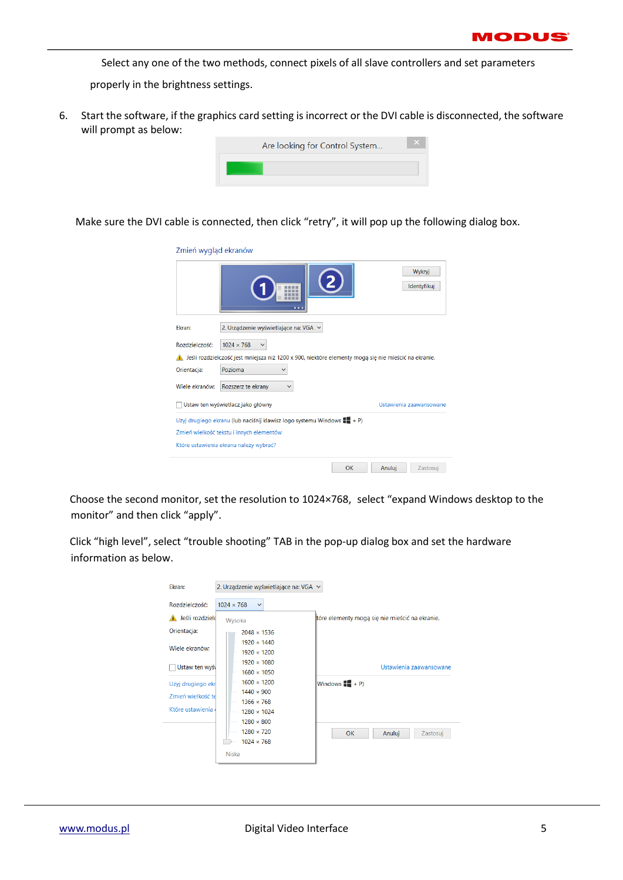Select any one of the two methods, connect pixels of all slave controllers and set parameters properly in the brightness settings.

6. Start the software, if the graphics card setting is incorrect or the DVI cable is disconnected, the software will prompt as below:

Are looking for Control System...

Make sure the DVI cable is connected, then click "retry", it will pop up the following dialog box.

Choose the second monitor, set the resolution to 1024×768, select "expand Windows desktop to the monitor" and then click "apply".

Click "high level", select "trouble shooting" TAB in the pop-up dialog box and set the hardware information as below.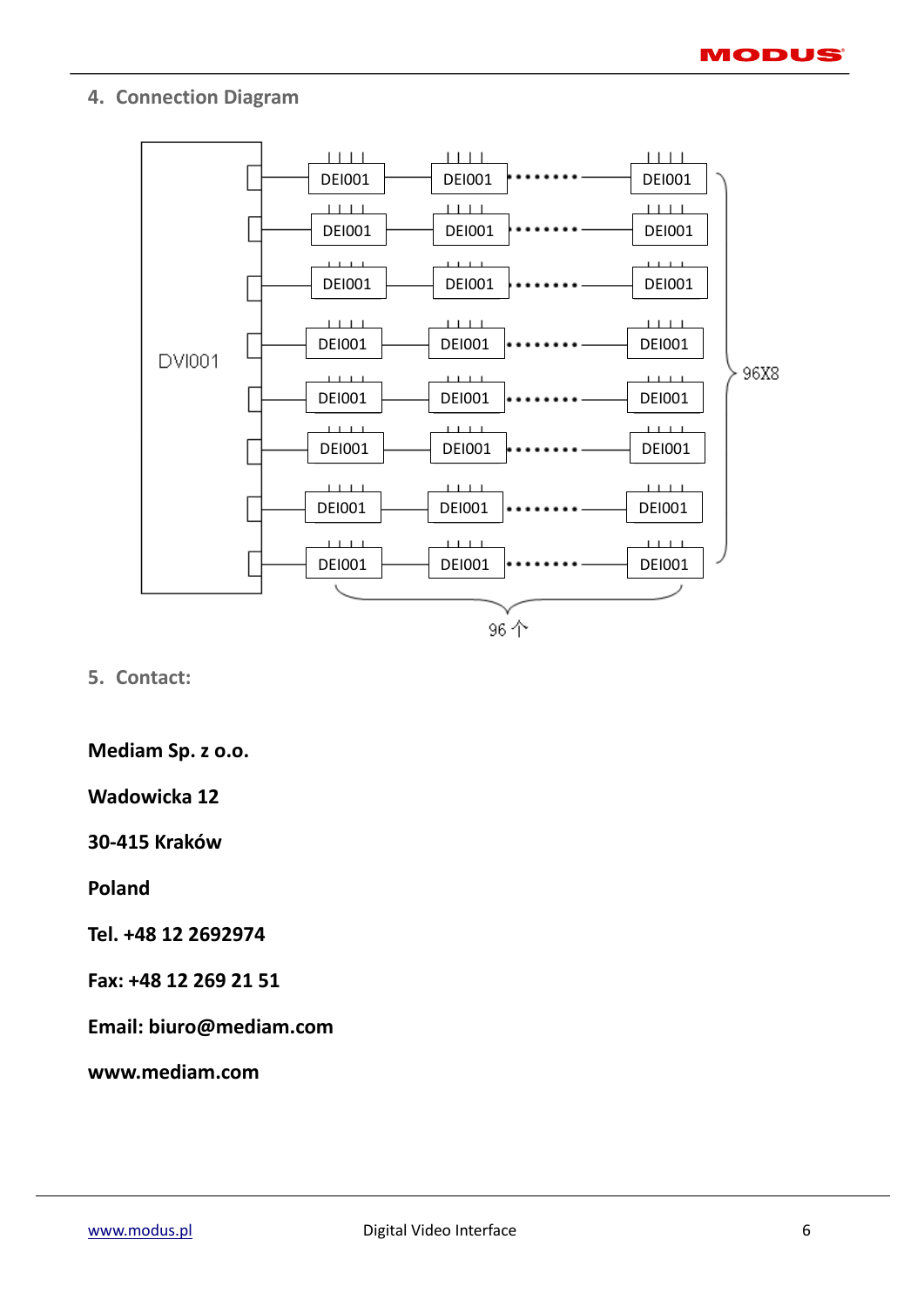## 4. Connection Diagram

DVI001

DEI001 DEI001 ........ DEI001

DEI001 DEI001 ........ DEI001

DEI001 DEI001 ........ DEI001

DEI001 DEI001 ........ DEI001

DEI001 DEI001 ........ DEI001

DEI001 DEI001 ........ DEI001

DEI001 DEI001 ........ DEI001

DEI001 DEI001 ........ DEI001

96X8

96 个

## 5. Contact:

**Mediam Sp. z o.o.**

**Wadowicka 12**

**30-415 Kraków**

**Poland**

**Tel. +48 12 2692974**

**Fax: +48 12 269 21 51**

**Email: biuro@mediam.com**

**www.mediam.com**